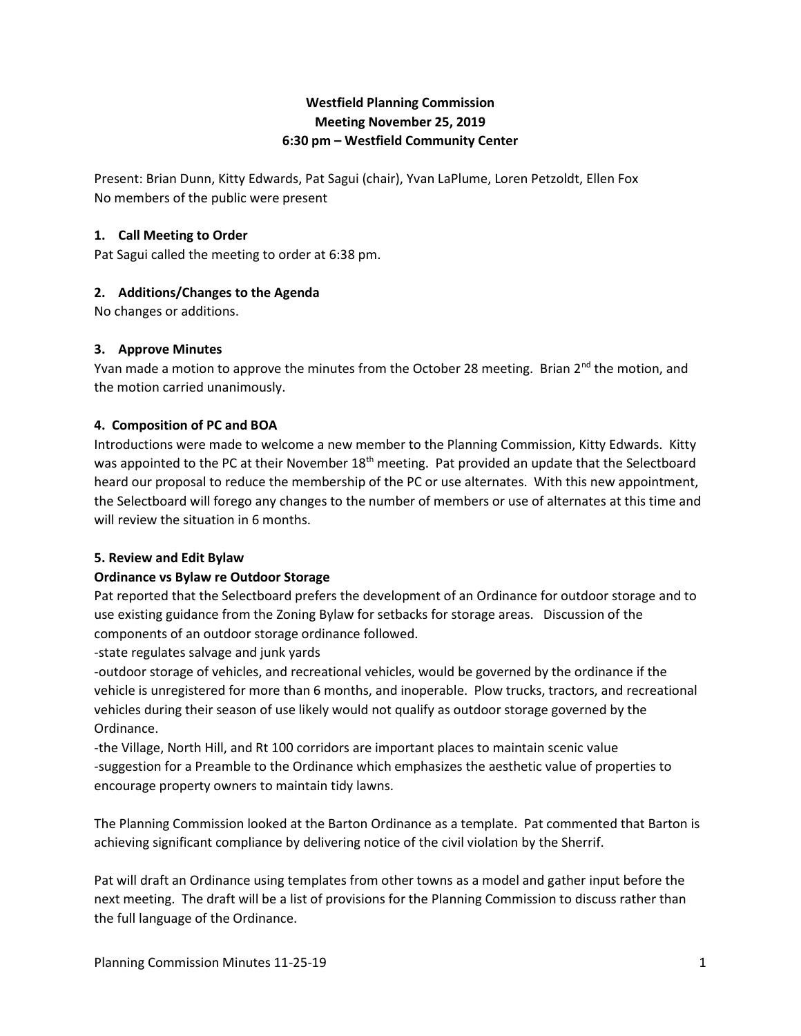# Westfield Planning Commission
## Meeting November 25, 2019
## 6:30 pm – Westfield Community Center

Present: Brian Dunn, Kitty Edwards, Pat Sagui (chair), Yvan LaPlume, Loren Petzoldt, Ellen Fox
No members of the public were present

### 1. Call Meeting to Order

Pat Sagui called the meeting to order at 6:38 pm.

### 2. Additions/Changes to the Agenda

No changes or additions.

### 3. Approve Minutes

Yvan made a motion to approve the minutes from the October 28 meeting. Brian 2nd the motion, and the motion carried unanimously.

### 4. Composition of PC and BOA

Introductions were made to welcome a new member to the Planning Commission, Kitty Edwards. Kitty was appointed to the PC at their November 18th meeting. Pat provided an update that the Selectboard heard our proposal to reduce the membership of the PC or use alternates. With this new appointment, the Selectboard will forego any changes to the number of members or use of alternates at this time and will review the situation in 6 months.

### 5. Review and Edit Bylaw

**Ordinance vs Bylaw re Outdoor Storage**

Pat reported that the Selectboard prefers the development of an Ordinance for outdoor storage and to use existing guidance from the Zoning Bylaw for setbacks for storage areas. Discussion of the components of an outdoor storage ordinance followed.

-state regulates salvage and junk yards

-outdoor storage of vehicles, and recreational vehicles, would be governed by the ordinance if the vehicle is unregistered for more than 6 months, and inoperable. Plow trucks, tractors, and recreational vehicles during their season of use likely would not qualify as outdoor storage governed by the Ordinance.

-the Village, North Hill, and Rt 100 corridors are important places to maintain scenic value

-suggestion for a Preamble to the Ordinance which emphasizes the aesthetic value of properties to encourage property owners to maintain tidy lawns.

The Planning Commission looked at the Barton Ordinance as a template. Pat commented that Barton is achieving significant compliance by delivering notice of the civil violation by the Sherrif.

Pat will draft an Ordinance using templates from other towns as a model and gather input before the next meeting. The draft will be a list of provisions for the Planning Commission to discuss rather than the full language of the Ordinance.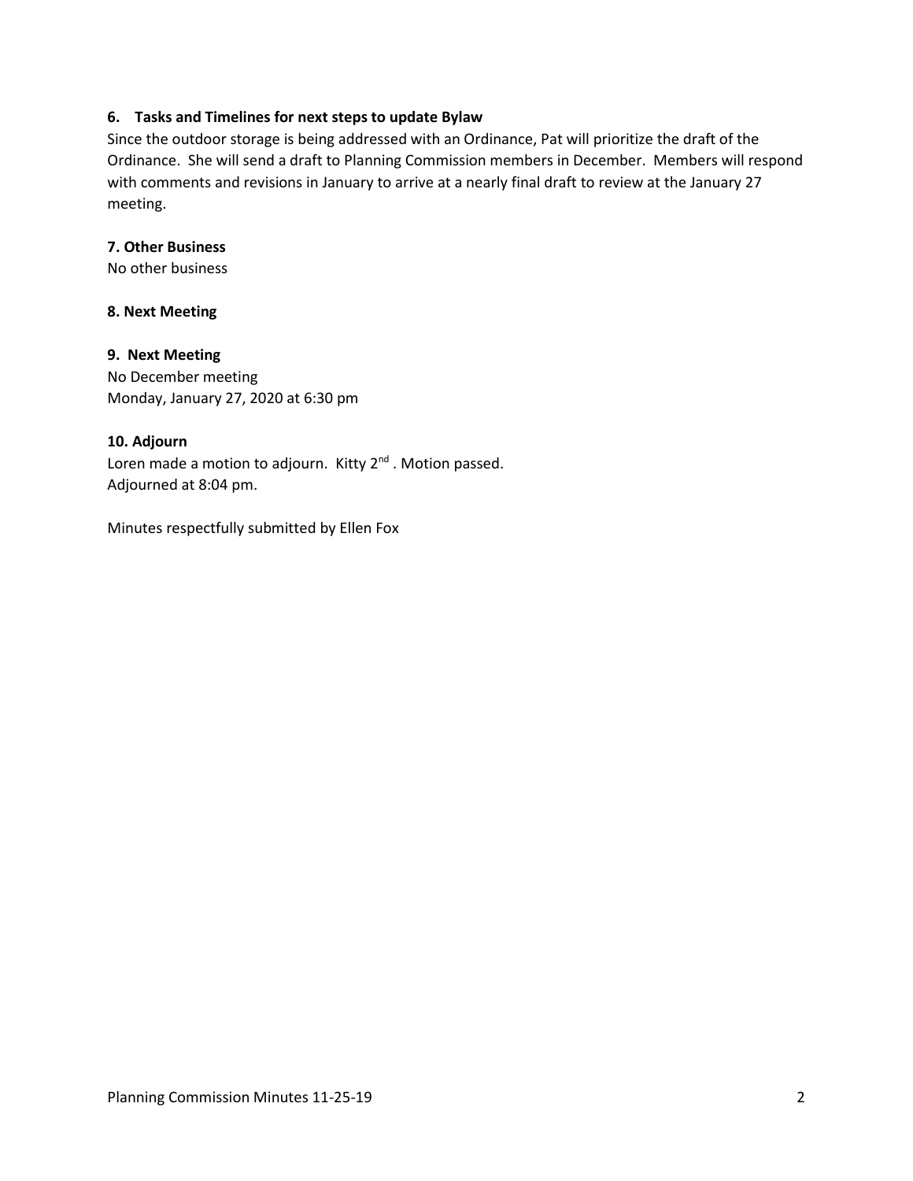**6. Tasks and Timelines for next steps to update Bylaw**

Since the outdoor storage is being addressed with an Ordinance, Pat will prioritize the draft of the Ordinance. She will send a draft to Planning Commission members in December. Members will respond with comments and revisions in January to arrive at a nearly final draft to review at the January 27 meeting.

**7. Other Business**

No other business

**8. Next Meeting**

**9. Next Meeting**

No December meeting
Monday, January 27, 2020 at 6:30 pm

**10. Adjourn**

Loren made a motion to adjourn. Kitty 2nd. Motion passed.
Adjourned at 8:04 pm.

Minutes respectfully submitted by Ellen Fox